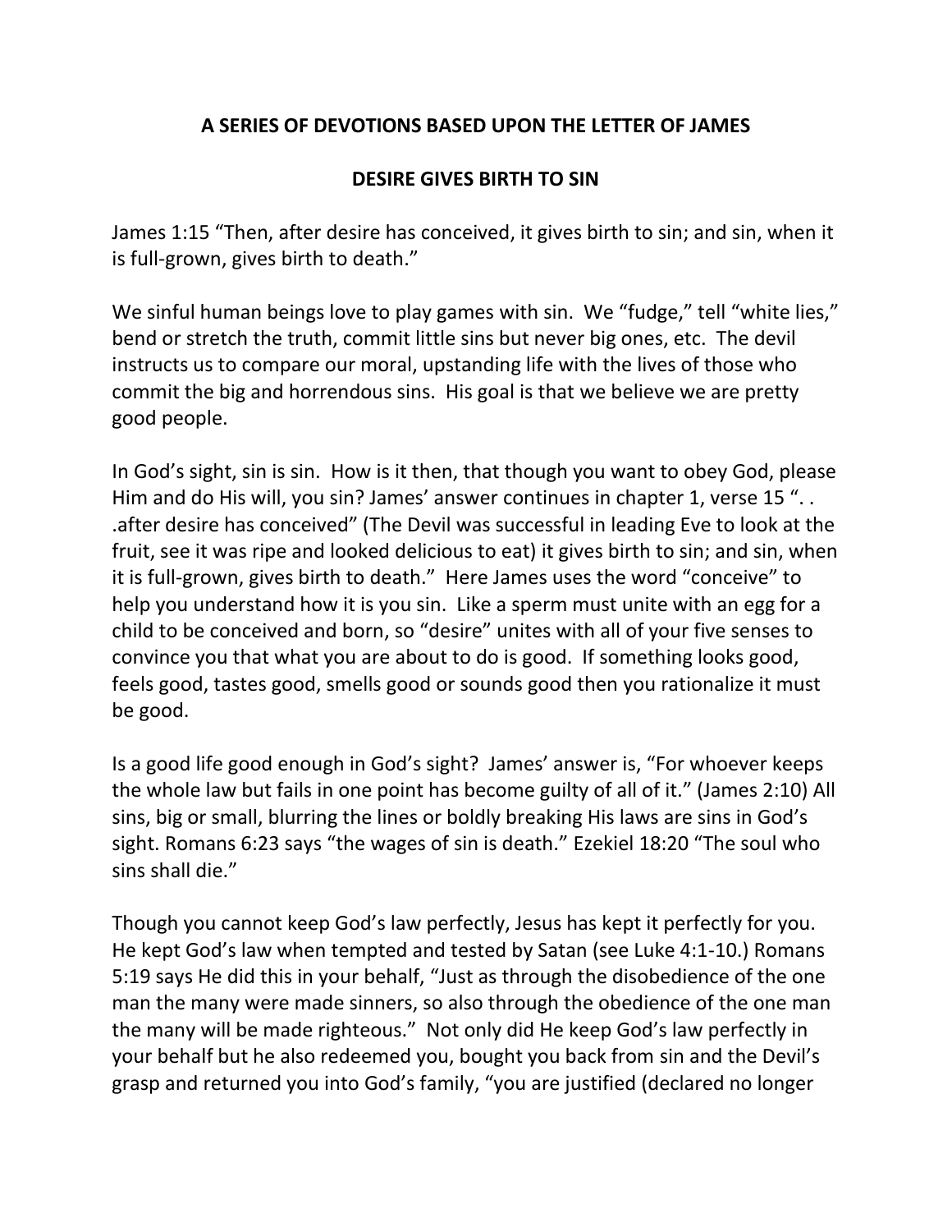**A SERIES OF DEVOTIONS BASED UPON THE LETTER OF JAMES**

**DESIRE GIVES BIRTH TO SIN**

James 1:15 "Then, after desire has conceived, it gives birth to sin; and sin, when it is full-grown, gives birth to death."

We sinful human beings love to play games with sin. We "fudge," tell "white lies," bend or stretch the truth, commit little sins but never big ones, etc. The devil instructs us to compare our moral, upstanding life with the lives of those who commit the big and horrendous sins. His goal is that we believe we are pretty good people.

In God's sight, sin is sin. How is it then, that though you want to obey God, please Him and do His will, you sin? James' answer continues in chapter 1, verse 15 ". . .after desire has conceived" (The Devil was successful in leading Eve to look at the fruit, see it was ripe and looked delicious to eat) it gives birth to sin; and sin, when it is full-grown, gives birth to death." Here James uses the word "conceive" to help you understand how it is you sin. Like a sperm must unite with an egg for a child to be conceived and born, so "desire" unites with all of your five senses to convince you that what you are about to do is good. If something looks good, feels good, tastes good, smells good or sounds good then you rationalize it must be good.

Is a good life good enough in God's sight? James' answer is, "For whoever keeps the whole law but fails in one point has become guilty of all of it." (James 2:10) All sins, big or small, blurring the lines or boldly breaking His laws are sins in God's sight. Romans 6:23 says "the wages of sin is death." Ezekiel 18:20 "The soul who sins shall die."

Though you cannot keep God's law perfectly, Jesus has kept it perfectly for you. He kept God's law when tempted and tested by Satan (see Luke 4:1-10.) Romans 5:19 says He did this in your behalf, "Just as through the disobedience of the one man the many were made sinners, so also through the obedience of the one man the many will be made righteous." Not only did He keep God's law perfectly in your behalf but he also redeemed you, bought you back from sin and the Devil's grasp and returned you into God's family, "you are justified (declared no longer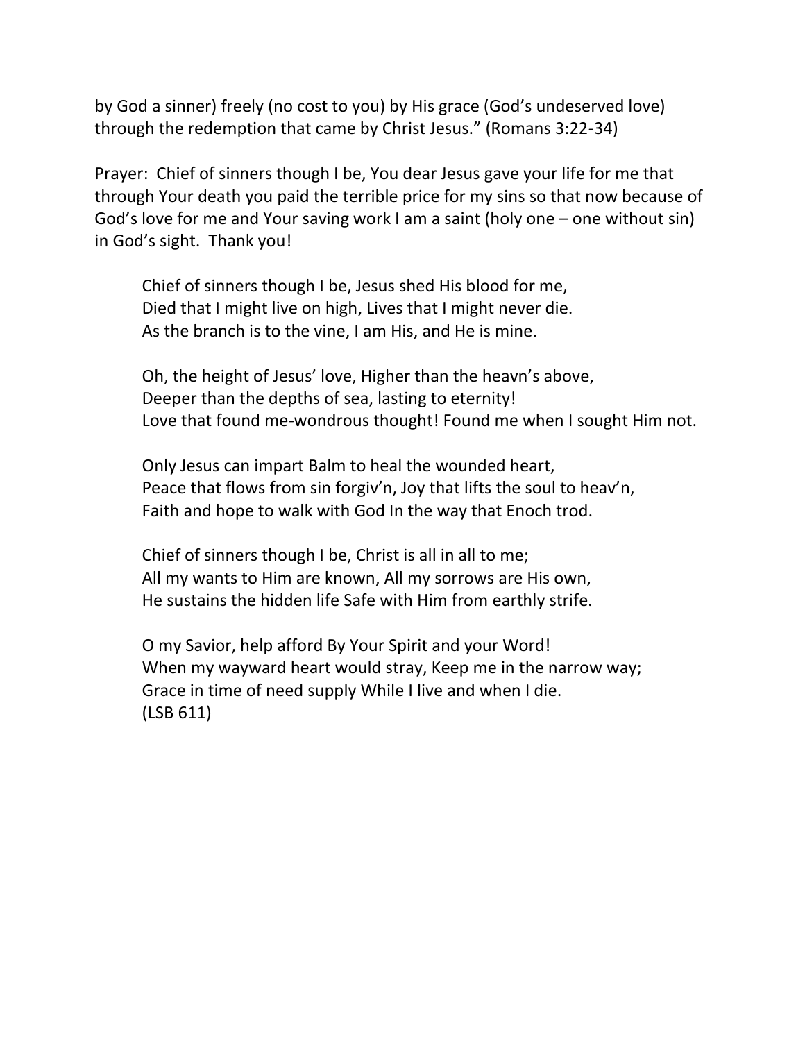by God a sinner) freely (no cost to you) by His grace (God's undeserved love) through the redemption that came by Christ Jesus." (Romans 3:22-34)

Prayer: Chief of sinners though I be, You dear Jesus gave your life for me that through Your death you paid the terrible price for my sins so that now because of God's love for me and Your saving work I am a saint (holy one – one without sin) in God's sight. Thank you!

> Chief of sinners though I be, Jesus shed His blood for me,
> Died that I might live on high, Lives that I might never die.
> As the branch is to the vine, I am His, and He is mine.
>
> Oh, the height of Jesus' love, Higher than the heavn's above,
> Deeper than the depths of sea, lasting to eternity!
> Love that found me-wondrous thought! Found me when I sought Him not.
>
> Only Jesus can impart Balm to heal the wounded heart,
> Peace that flows from sin forgiv'n, Joy that lifts the soul to heav'n,
> Faith and hope to walk with God In the way that Enoch trod.
>
> Chief of sinners though I be, Christ is all in all to me;
> All my wants to Him are known, All my sorrows are His own,
> He sustains the hidden life Safe with Him from earthly strife.
>
> O my Savior, help afford By Your Spirit and your Word!
> When my wayward heart would stray, Keep me in the narrow way;
> Grace in time of need supply While I live and when I die.
> (LSB 611)